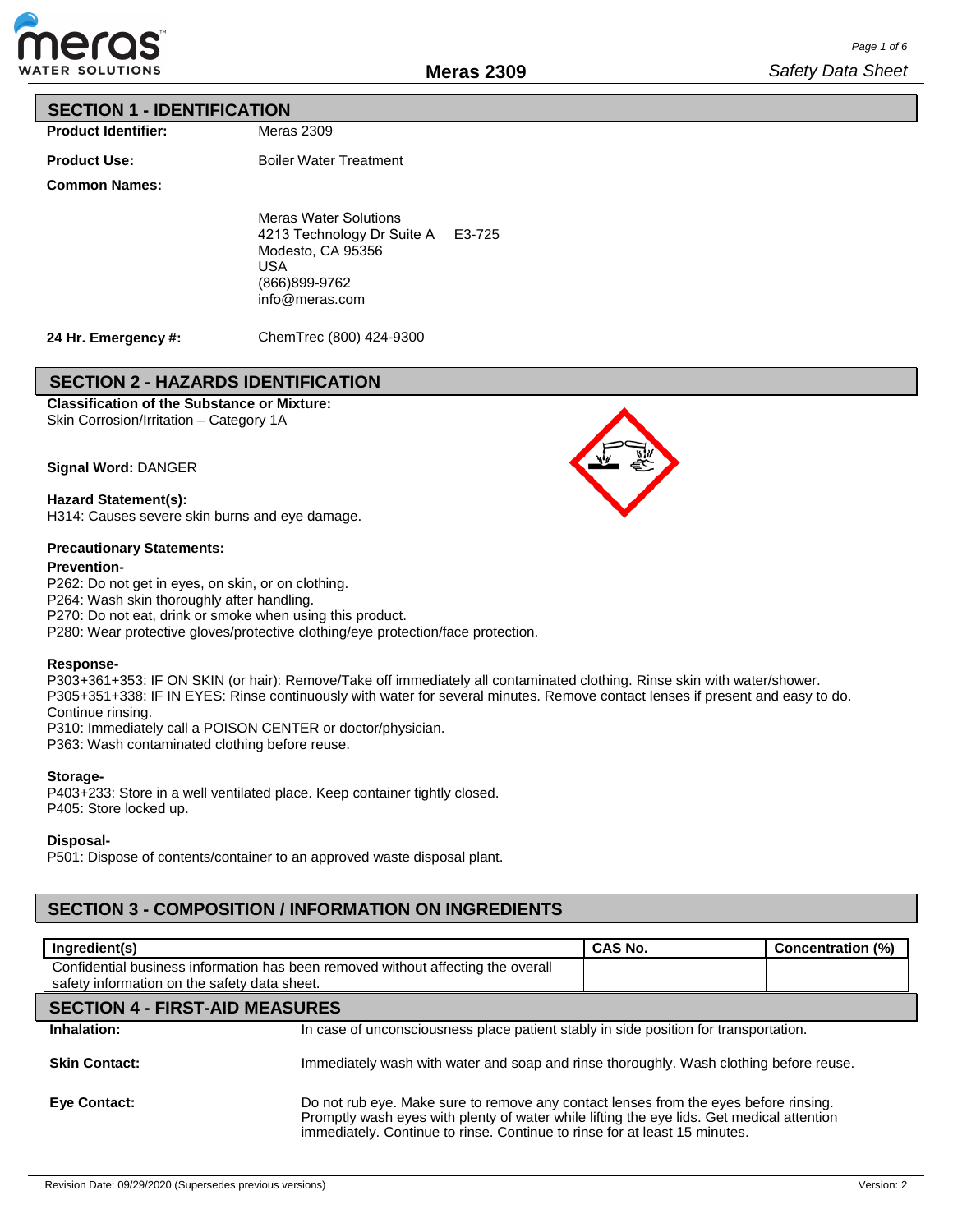# Meras 2309

*Safety Data Sheet*

## SECTION 1 - IDENTIFICATION

**Product Identifier:** Meras 2309

**Product Use:** Boiler Water Treatment

**Common Names:**

Meras Water Solutions
4213 Technology Dr Suite A E3-725
Modesto, CA 95356
USA
(866)899-9762
info@meras.com

**24 Hr. Emergency #:** ChemTrec (800) 424-9300

## SECTION 2 - HAZARDS IDENTIFICATION

**Classification of the Substance or Mixture:**
Skin Corrosion/Irritation – Category 1A

**Signal Word:** DANGER

**Hazard Statement(s):**
H314: Causes severe skin burns and eye damage.

**Precautionary Statements:**

**Prevention-**
P262: Do not get in eyes, on skin, or on clothing.
P264: Wash skin thoroughly after handling.
P270: Do not eat, drink or smoke when using this product.
P280: Wear protective gloves/protective clothing/eye protection/face protection.

**Response-**
P303+361+353: IF ON SKIN (or hair): Remove/Take off immediately all contaminated clothing. Rinse skin with water/shower.
P305+351+338: IF IN EYES: Rinse continuously with water for several minutes. Remove contact lenses if present and easy to do. Continue rinsing.
P310: Immediately call a POISON CENTER or doctor/physician.
P363: Wash contaminated clothing before reuse.

**Storage-**
P403+233: Store in a well ventilated place. Keep container tightly closed.
P405: Store locked up.

**Disposal-**
P501: Dispose of contents/container to an approved waste disposal plant.

## SECTION 3 - COMPOSITION / INFORMATION ON INGREDIENTS

| Ingredient(s) | CAS No. | Concentration (%) |
|---|---|---|
| Confidential business information has been removed without affecting the overall safety information on the safety data sheet. | | |

## SECTION 4 - FIRST-AID MEASURES

**Inhalation:** In case of unconsciousness place patient stably in side position for transportation.

**Skin Contact:** Immediately wash with water and soap and rinse thoroughly. Wash clothing before reuse.

**Eye Contact:** Do not rub eye. Make sure to remove any contact lenses from the eyes before rinsing. Promptly wash eyes with plenty of water while lifting the eye lids. Get medical attention immediately. Continue to rinse. Continue to rinse for at least 15 minutes.

Revision Date: 09/29/2020 (Supersedes previous versions) Version: 2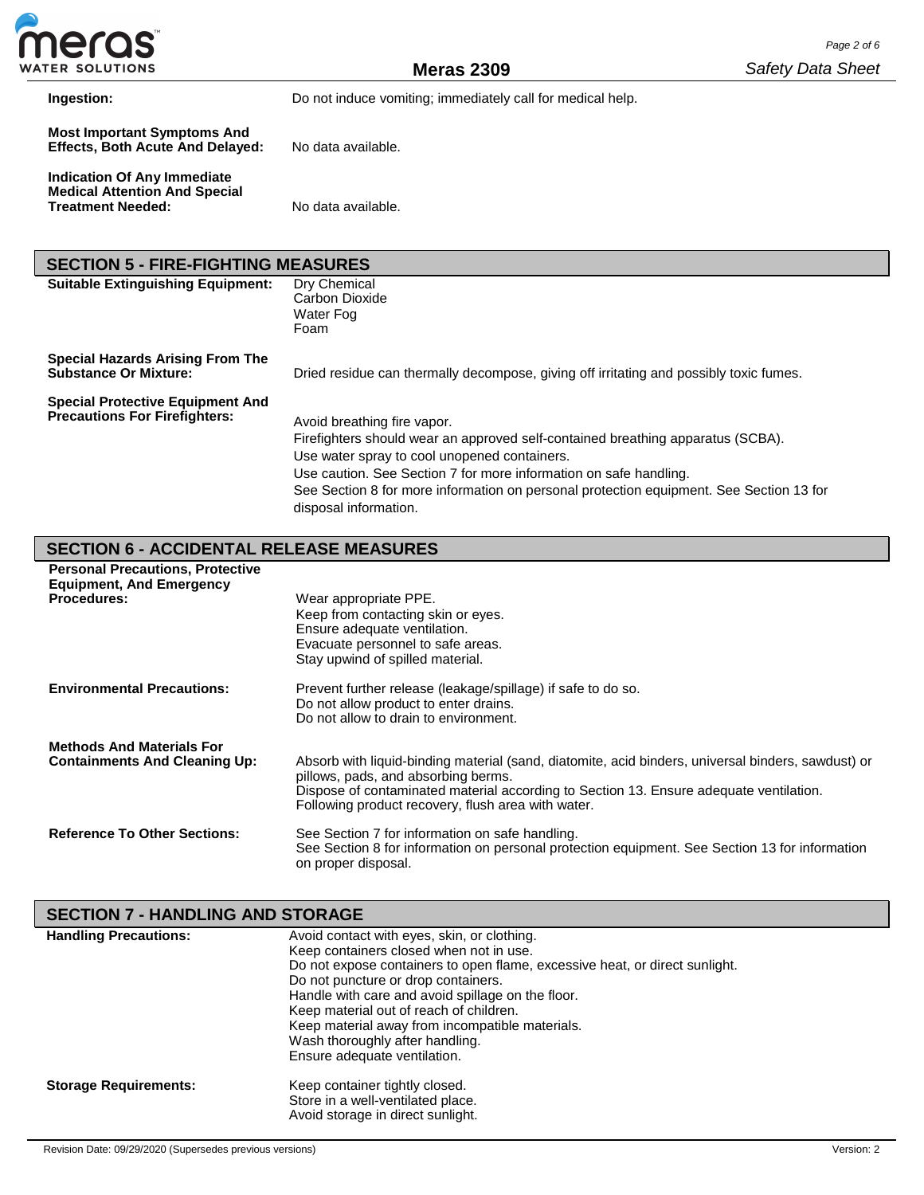| | |
|---|---|
| **Ingestion:** | Do not induce vomiting; immediately call for medical help. |
| **Most Important Symptoms And Effects, Both Acute And Delayed:** | No data available. |
| **Indication Of Any Immediate Medical Attention And Special Treatment Needed:** | No data available. |

## SECTION 5 - FIRE-FIGHTING MEASURES

| | |
|---|---|
| **Suitable Extinguishing Equipment:** | Dry Chemical<br>Carbon Dioxide<br>Water Fog<br>Foam |
| **Special Hazards Arising From The Substance Or Mixture:** | Dried residue can thermally decompose, giving off irritating and possibly toxic fumes. |
| **Special Protective Equipment And Precautions For Firefighters:** | Avoid breathing fire vapor.<br>Firefighters should wear an approved self-contained breathing apparatus (SCBA).<br>Use water spray to cool unopened containers.<br>Use caution. See Section 7 for more information on safe handling.<br>See Section 8 for more information on personal protection equipment. See Section 13 for disposal information. |

## SECTION 6 - ACCIDENTAL RELEASE MEASURES

| | |
|---|---|
| **Personal Precautions, Protective Equipment, And Emergency Procedures:** | Wear appropriate PPE.<br>Keep from contacting skin or eyes.<br>Ensure adequate ventilation.<br>Evacuate personnel to safe areas.<br>Stay upwind of spilled material. |
| **Environmental Precautions:** | Prevent further release (leakage/spillage) if safe to do so.<br>Do not allow product to enter drains.<br>Do not allow to drain to environment. |
| **Methods And Materials For Containments And Cleaning Up:** | Absorb with liquid-binding material (sand, diatomite, acid binders, universal binders, sawdust) or pillows, pads, and absorbing berms.<br>Dispose of contaminated material according to Section 13. Ensure adequate ventilation.<br>Following product recovery, flush area with water. |
| **Reference To Other Sections:** | See Section 7 for information on safe handling.<br>See Section 8 for information on personal protection equipment. See Section 13 for information on proper disposal. |

## SECTION 7 - HANDLING AND STORAGE

| | |
|---|---|
| **Handling Precautions:** | Avoid contact with eyes, skin, or clothing.<br>Keep containers closed when not in use.<br>Do not expose containers to open flame, excessive heat, or direct sunlight.<br>Do not puncture or drop containers.<br>Handle with care and avoid spillage on the floor.<br>Keep material out of reach of children.<br>Keep material away from incompatible materials.<br>Wash thoroughly after handling.<br>Ensure adequate ventilation. |
| **Storage Requirements:** | Keep container tightly closed.<br>Store in a well-ventilated place.<br>Avoid storage in direct sunlight. |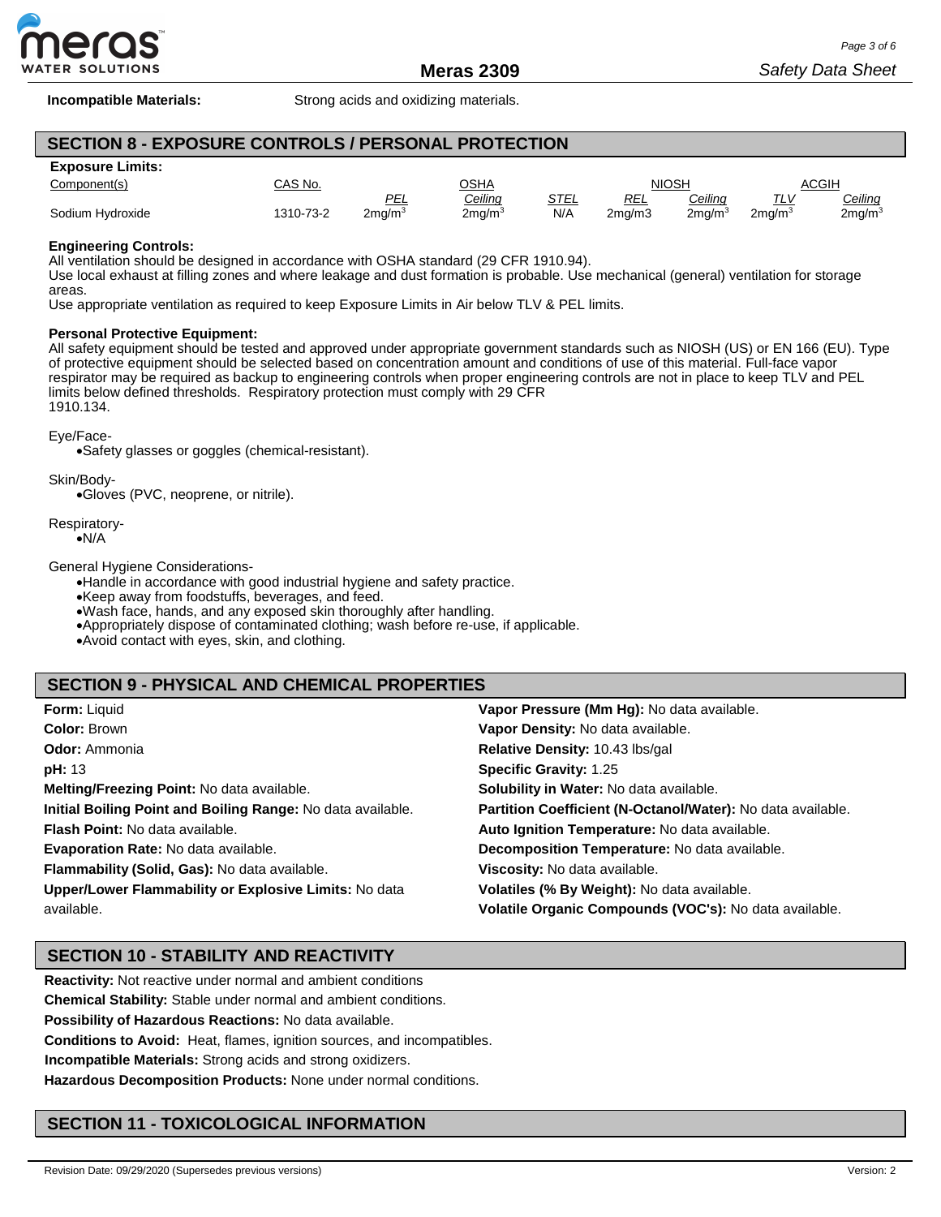**Incompatible Materials:** Strong acids and oxidizing materials.

## SECTION 8 - EXPOSURE CONTROLS / PERSONAL PROTECTION

**Exposure Limits:**

| Component(s) | CAS No. | OSHA | | | NIOSH | | ACGIH | |
|---|---|---|---|---|---|---|---|---|
| | | PEL | Ceiling | STEL | REL | Ceiling | TLV | Ceiling |
| Sodium Hydroxide | 1310-73-2 | 2mg/m$^3$ | 2mg/m$^3$ | N/A | 2mg/m3 | 2mg/m$^3$ | 2mg/m$^3$ | 2mg/m$^3$ |

**Engineering Controls:**

All ventilation should be designed in accordance with OSHA standard (29 CFR 1910.94).
Use local exhaust at filling zones and where leakage and dust formation is probable. Use mechanical (general) ventilation for storage areas.
Use appropriate ventilation as required to keep Exposure Limits in Air below TLV & PEL limits.

**Personal Protective Equipment:**

All safety equipment should be tested and approved under appropriate government standards such as NIOSH (US) or EN 166 (EU). Type of protective equipment should be selected based on concentration amount and conditions of use of this material. Full-face vapor respirator may be required as backup to engineering controls when proper engineering controls are not in place to keep TLV and PEL limits below defined thresholds. Respiratory protection must comply with 29 CFR 1910.134.

Eye/Face-

- Safety glasses or goggles (chemical-resistant).

Skin/Body-

- Gloves (PVC, neoprene, or nitrile).

Respiratory-

- N/A

General Hygiene Considerations-

- Handle in accordance with good industrial hygiene and safety practice.
- Keep away from foodstuffs, beverages, and feed.
- Wash face, hands, and any exposed skin thoroughly after handling.
- Appropriately dispose of contaminated clothing; wash before re-use, if applicable.
- Avoid contact with eyes, skin, and clothing.

## SECTION 9 - PHYSICAL AND CHEMICAL PROPERTIES

**Form:** Liquid
**Color:** Brown
**Odor:** Ammonia
**pH:** 13
**Melting/Freezing Point:** No data available.
**Initial Boiling Point and Boiling Range:** No data available.
**Flash Point:** No data available.
**Evaporation Rate:** No data available.
**Flammability (Solid, Gas):** No data available.
**Upper/Lower Flammability or Explosive Limits:** No data available.
**Vapor Pressure (Mm Hg):** No data available.
**Vapor Density:** No data available.
**Relative Density:** 10.43 lbs/gal
**Specific Gravity:** 1.25
**Solubility in Water:** No data available.
**Partition Coefficient (N-Octanol/Water):** No data available.
**Auto Ignition Temperature:** No data available.
**Decomposition Temperature:** No data available.
**Viscosity:** No data available.
**Volatiles (% By Weight):** No data available.
**Volatile Organic Compounds (VOC's):** No data available.

## SECTION 10 - STABILITY AND REACTIVITY

**Reactivity:** Not reactive under normal and ambient conditions
**Chemical Stability:** Stable under normal and ambient conditions.
**Possibility of Hazardous Reactions:** No data available.
**Conditions to Avoid:** Heat, flames, ignition sources, and incompatibles.
**Incompatible Materials:** Strong acids and strong oxidizers.
**Hazardous Decomposition Products:** None under normal conditions.

## SECTION 11 - TOXICOLOGICAL INFORMATION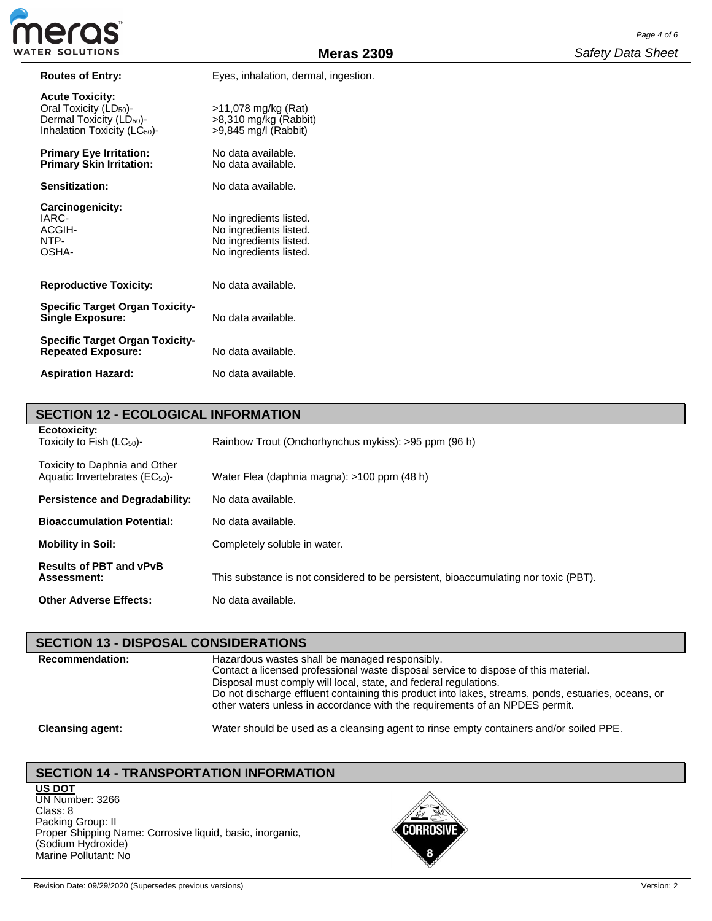**Routes of Entry:** Eyes, inhalation, dermal, ingestion.

**Acute Toxicity:**
Oral Toxicity ($LD_{50}$)- >11,078 mg/kg (Rat)
Dermal Toxicity ($LD_{50}$)- >8,310 mg/kg (Rabbit)
Inhalation Toxicity ($LC_{50}$)- >9,845 mg/l (Rabbit)

**Primary Eye Irritation:** No data available.
**Primary Skin Irritation:** No data available.

**Sensitization:** No data available.

**Carcinogenicity:**
IARC- No ingredients listed.
ACGIH- No ingredients listed.
NTP- No ingredients listed.
OSHA- No ingredients listed.

**Reproductive Toxicity:** No data available.

**Specific Target Organ Toxicity- Single Exposure:** No data available.

**Specific Target Organ Toxicity- Repeated Exposure:** No data available.

**Aspiration Hazard:** No data available.

## SECTION 12 - ECOLOGICAL INFORMATION

**Ecotoxicity:**
Toxicity to Fish ($LC_{50}$)- Rainbow Trout (Onchorhynchus mykiss): >95 ppm (96 h)

Toxicity to Daphnia and Other Aquatic Invertebrates ($EC_{50}$)- Water Flea (daphnia magna): >100 ppm (48 h)

**Persistence and Degradability:** No data available.

**Bioaccumulation Potential:** No data available.

**Mobility in Soil:** Completely soluble in water.

**Results of PBT and vPvB Assessment:** This substance is not considered to be persistent, bioaccumulating nor toxic (PBT).

**Other Adverse Effects:** No data available.

## SECTION 13 - DISPOSAL CONSIDERATIONS

**Recommendation:** Hazardous wastes shall be managed responsibly.
Contact a licensed professional waste disposal service to dispose of this material.
Disposal must comply will local, state, and federal regulations.
Do not discharge effluent containing this product into lakes, streams, ponds, estuaries, oceans, or other waters unless in accordance with the requirements of an NPDES permit.

**Cleansing agent:** Water should be used as a cleansing agent to rinse empty containers and/or soiled PPE.

## SECTION 14 - TRANSPORTATION INFORMATION

**US DOT**
UN Number: 3266
Class: 8
Packing Group: II
Proper Shipping Name: Corrosive liquid, basic, inorganic, (Sodium Hydroxide)
Marine Pollutant: No

CORROSIVE 8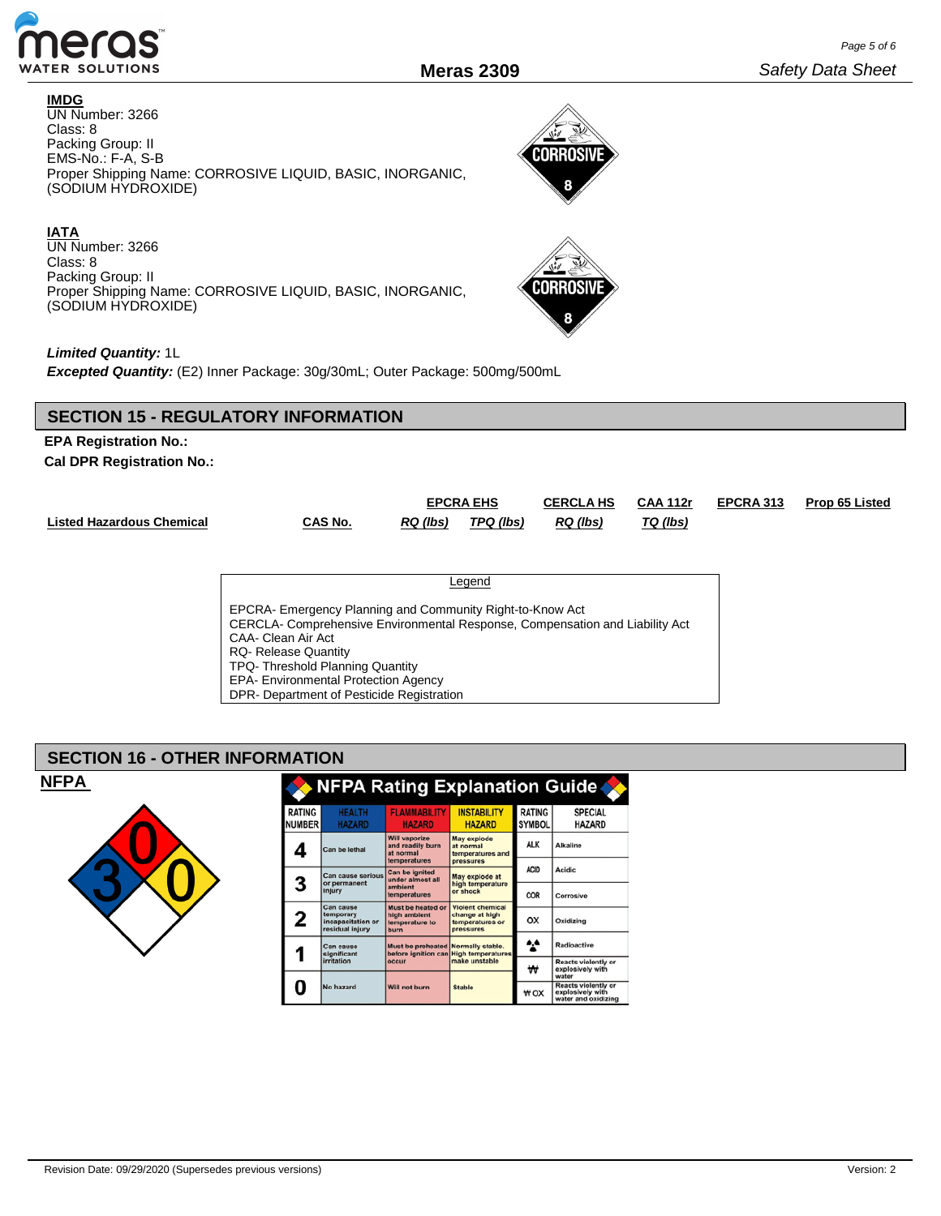**IMDG**
UN Number: 3266
Class: 8
Packing Group: II
EMS-No.: F-A, S-B
Proper Shipping Name: CORROSIVE LIQUID, BASIC, INORGANIC, (SODIUM HYDROXIDE)

**IATA**
UN Number: 3266
Class: 8
Packing Group: II
Proper Shipping Name: CORROSIVE LIQUID, BASIC, INORGANIC, (SODIUM HYDROXIDE)

***Limited Quantity:*** 1L
***Excepted Quantity:*** (E2) Inner Package: 30g/30mL; Outer Package: 500mg/500mL

## SECTION 15 - REGULATORY INFORMATION

**EPA Registration No.:**
**Cal DPR Registration No.:**

| Listed Hazardous Chemical | CAS No. | EPCRA EHS RQ (lbs) | EPCRA EHS TPQ (lbs) | CERCLA HS RQ (lbs) | CAA 112r TQ (lbs) | EPCRA 313 | Prop 65 Listed |
|---|---|---|---|---|---|---|---|

Legend

EPCRA- Emergency Planning and Community Right-to-Know Act
CERCLA- Comprehensive Environmental Response, Compensation and Liability Act
CAA- Clean Air Act
RQ- Release Quantity
TPQ- Threshold Planning Quantity
EPA- Environmental Protection Agency
DPR- Department of Pesticide Registration

## SECTION 16 - OTHER INFORMATION

**NFPA**

Health: 3, Flammability: 0, Instability: 0

**NFPA Rating Explanation Guide**

| RATING NUMBER | HEALTH HAZARD | FLAMMABILITY HAZARD | INSTABILITY HAZARD |
|---|---|---|---|
| 4 | Can be lethal | Will vaporize and readily burn at normal temperatures | May explode at normal temperatures and pressures |
| 3 | Can cause serious or permanent injury | Can be ignited under almost all ambient temperatures | May explode at high temperature or shock |
| 2 | Can cause temporary incapacitation or residual injury | Must be heated or high ambient temperature to burn | Violent chemical change at high temperatures or pressures |
| 1 | Can cause significant irritation | Must be preheated before ignition can occur | Normally stable. High temperatures make unstable |
| 0 | No hazard | Will not burn | Stable |

| RATING SYMBOL | SPECIAL HAZARD |
|---|---|
| ALK | Alkaline |
| ACID | Acidic |
| COR | Corrosive |
| OX | Oxidizing |
| (radioactive symbol) | Radioactive |
| ₩ | Reacts violently or explosively with water |
| ₩ OX | Reacts violently or explosively with water and oxidizing |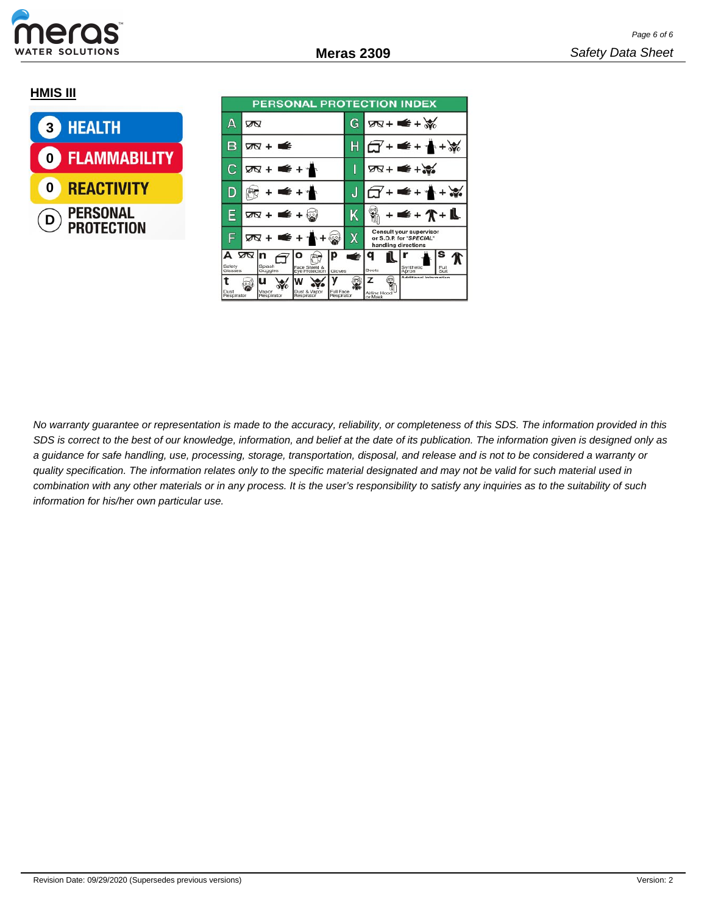## HMIS III

| | |
|---|---|
| 3 | HEALTH |
| 0 | FLAMMABILITY |
| 0 | REACTIVITY |
| D | PERSONAL PROTECTION |

PERSONAL PROTECTION INDEX

A
B +
C + +
D + +
E + +
F + + +
G + +
H + + +
I + +
J + + +
K + + +
X Consult your supervisor or S.O.P. for "SPECIAL" handling directions

a Safety Glasses
n Splash Goggles
o Face Shield & Eye Protection
p Gloves
q Boots
r Synthetic Apron
s Full Suit
t Dust Respirator
u Vapor Respirator
w Dust & Vapor Respirator
y Full Face Respirator
z Airline Hood or Mask
Additional Information

*No warranty guarantee or representation is made to the accuracy, reliability, or completeness of this SDS. The information provided in this SDS is correct to the best of our knowledge, information, and belief at the date of its publication. The information given is designed only as a guidance for safe handling, use, processing, storage, transportation, disposal, and release and is not to be considered a warranty or quality specification. The information relates only to the specific material designated and may not be valid for such material used in combination with any other materials or in any process. It is the user's responsibility to satisfy any inquiries as to the suitability of such information for his/her own particular use.*

Revision Date: 09/29/2020 (Supersedes previous versions)

Version: 2